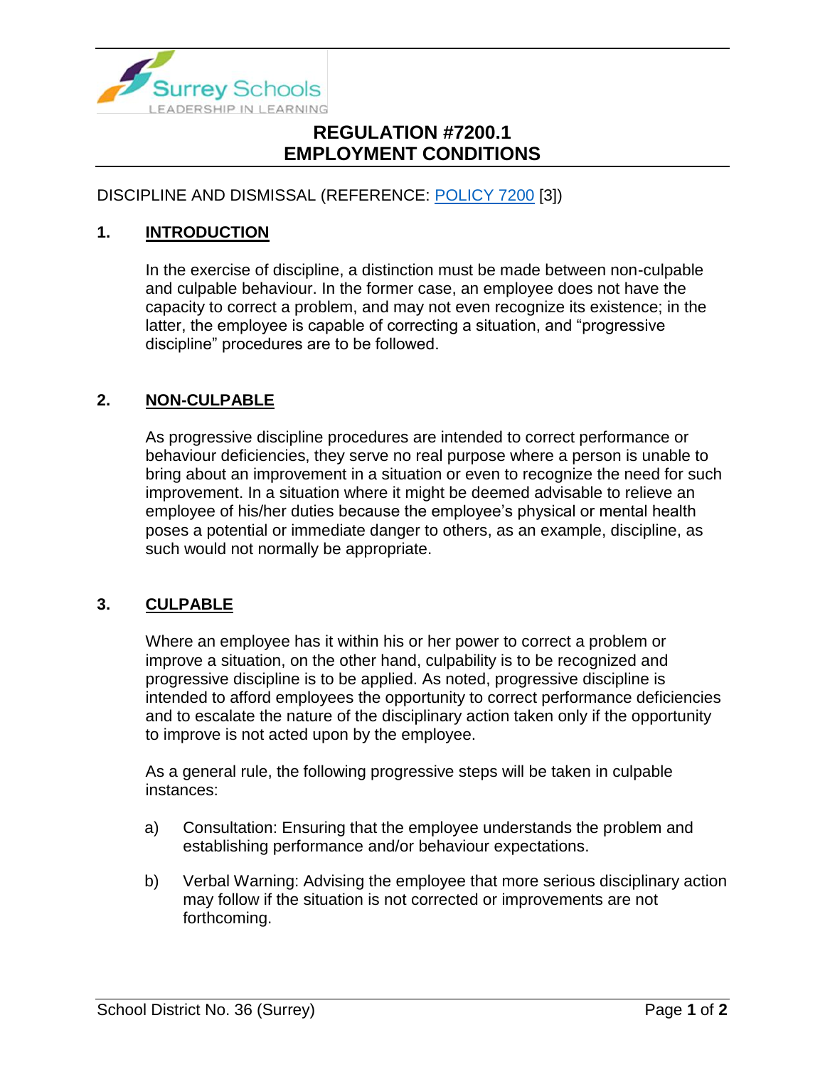# REGULATION #7200.1
# EMPLOYMENT CONDITIONS

DISCIPLINE AND DISMISSAL (REFERENCE: POLICY 7200 [3])

## 1. INTRODUCTION

In the exercise of discipline, a distinction must be made between non-culpable and culpable behaviour. In the former case, an employee does not have the capacity to correct a problem, and may not even recognize its existence; in the latter, the employee is capable of correcting a situation, and "progressive discipline" procedures are to be followed.

## 2. NON-CULPABLE

As progressive discipline procedures are intended to correct performance or behaviour deficiencies, they serve no real purpose where a person is unable to bring about an improvement in a situation or even to recognize the need for such improvement. In a situation where it might be deemed advisable to relieve an employee of his/her duties because the employee's physical or mental health poses a potential or immediate danger to others, as an example, discipline, as such would not normally be appropriate.

## 3. CULPABLE

Where an employee has it within his or her power to correct a problem or improve a situation, on the other hand, culpability is to be recognized and progressive discipline is to be applied. As noted, progressive discipline is intended to afford employees the opportunity to correct performance deficiencies and to escalate the nature of the disciplinary action taken only if the opportunity to improve is not acted upon by the employee.

As a general rule, the following progressive steps will be taken in culpable instances:

a) Consultation: Ensuring that the employee understands the problem and establishing performance and/or behaviour expectations.

b) Verbal Warning: Advising the employee that more serious disciplinary action may follow if the situation is not corrected or improvements are not forthcoming.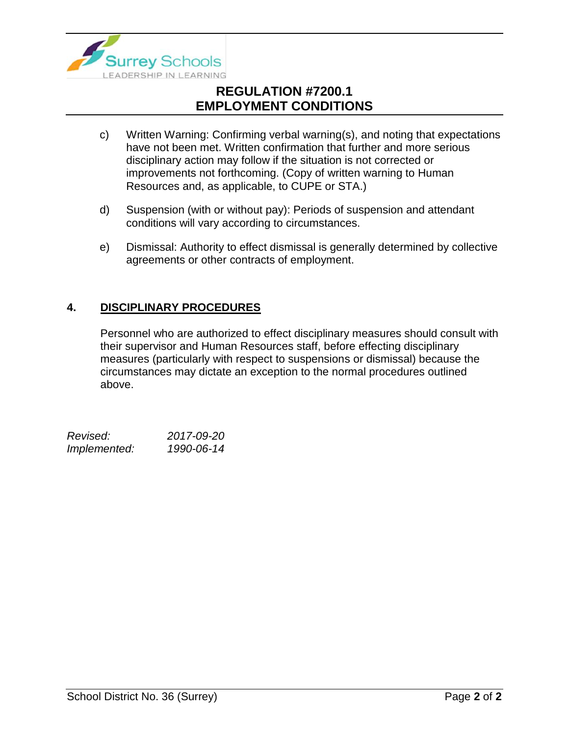c) Written Warning: Confirming verbal warning(s), and noting that expectations have not been met. Written confirmation that further and more serious disciplinary action may follow if the situation is not corrected or improvements not forthcoming. (Copy of written warning to Human Resources and, as applicable, to CUPE or STA.)

d) Suspension (with or without pay): Periods of suspension and attendant conditions will vary according to circumstances.

e) Dismissal: Authority to effect dismissal is generally determined by collective agreements or other contracts of employment.

## 4. DISCIPLINARY PROCEDURES

Personnel who are authorized to effect disciplinary measures should consult with their supervisor and Human Resources staff, before effecting disciplinary measures (particularly with respect to suspensions or dismissal) because the circumstances may dictate an exception to the normal procedures outlined above.

*Revised:* *2017-09-20*
*Implemented:* *1990-06-14*